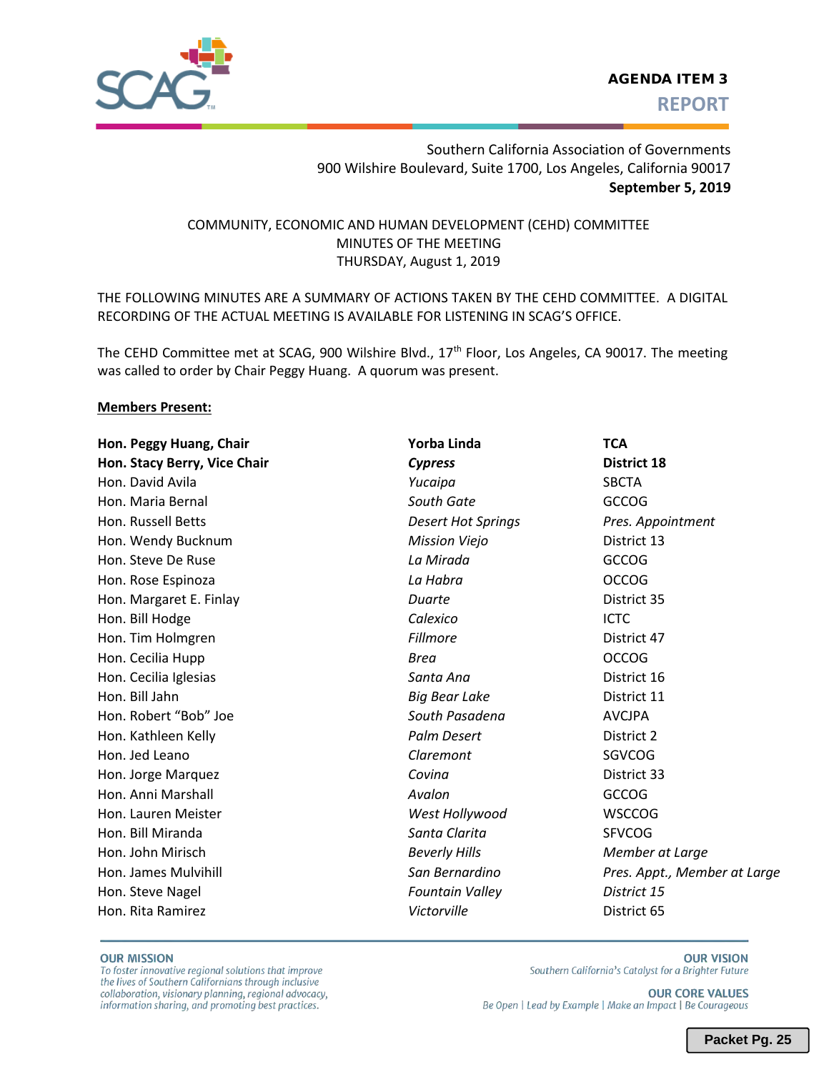**AGENDA ITEM 3**

**REPORT**

Southern California Association of Governments
900 Wilshire Boulevard, Suite 1700, Los Angeles, California 90017
**September 5, 2019**

COMMUNITY, ECONOMIC AND HUMAN DEVELOPMENT (CEHD) COMMITTEE
MINUTES OF THE MEETING
THURSDAY, August 1, 2019

THE FOLLOWING MINUTES ARE A SUMMARY OF ACTIONS TAKEN BY THE CEHD COMMITTEE. A DIGITAL RECORDING OF THE ACTUAL MEETING IS AVAILABLE FOR LISTENING IN SCAG'S OFFICE.

The CEHD Committee met at SCAG, 900 Wilshire Blvd., 17th Floor, Los Angeles, CA 90017. The meeting was called to order by Chair Peggy Huang. A quorum was present.

**Members Present:**

| | | |
|---|---|---|
| **Hon. Peggy Huang, Chair** | **Yorba Linda** | **TCA** |
| **Hon. Stacy Berry, Vice Chair** | ***Cypress*** | **District 18** |
| Hon. David Avila | *Yucaipa* | SBCTA |
| Hon. Maria Bernal | *South Gate* | GCCOG |
| Hon. Russell Betts | *Desert Hot Springs* | *Pres. Appointment* |
| Hon. Wendy Bucknum | *Mission Viejo* | District 13 |
| Hon. Steve De Ruse | *La Mirada* | GCCOG |
| Hon. Rose Espinoza | *La Habra* | OCCOG |
| Hon. Margaret E. Finlay | *Duarte* | District 35 |
| Hon. Bill Hodge | *Calexico* | ICTC |
| Hon. Tim Holmgren | *Fillmore* | District 47 |
| Hon. Cecilia Hupp | *Brea* | OCCOG |
| Hon. Cecilia Iglesias | *Santa Ana* | District 16 |
| Hon. Bill Jahn | *Big Bear Lake* | District 11 |
| Hon. Robert "Bob" Joe | *South Pasadena* | AVCJPA |
| Hon. Kathleen Kelly | *Palm Desert* | District 2 |
| Hon. Jed Leano | *Claremont* | SGVCOG |
| Hon. Jorge Marquez | *Covina* | District 33 |
| Hon. Anni Marshall | *Avalon* | GCCOG |
| Hon. Lauren Meister | *West Hollywood* | WSCCOG |
| Hon. Bill Miranda | *Santa Clarita* | SFVCOG |
| Hon. John Mirisch | *Beverly Hills* | *Member at Large* |
| Hon. James Mulvihill | *San Bernardino* | *Pres. Appt., Member at Large* |
| Hon. Steve Nagel | *Fountain Valley* | *District 15* |
| Hon. Rita Ramirez | *Victorville* | District 65 |

**OUR MISSION**
*To foster innovative regional solutions that improve the lives of Southern Californians through inclusive collaboration, visionary planning, regional advocacy, information sharing, and promoting best practices.*

**OUR VISION**
*Southern California's Catalyst for a Brighter Future*

**OUR CORE VALUES**
*Be Open | Lead by Example | Make an Impact | Be Courageous*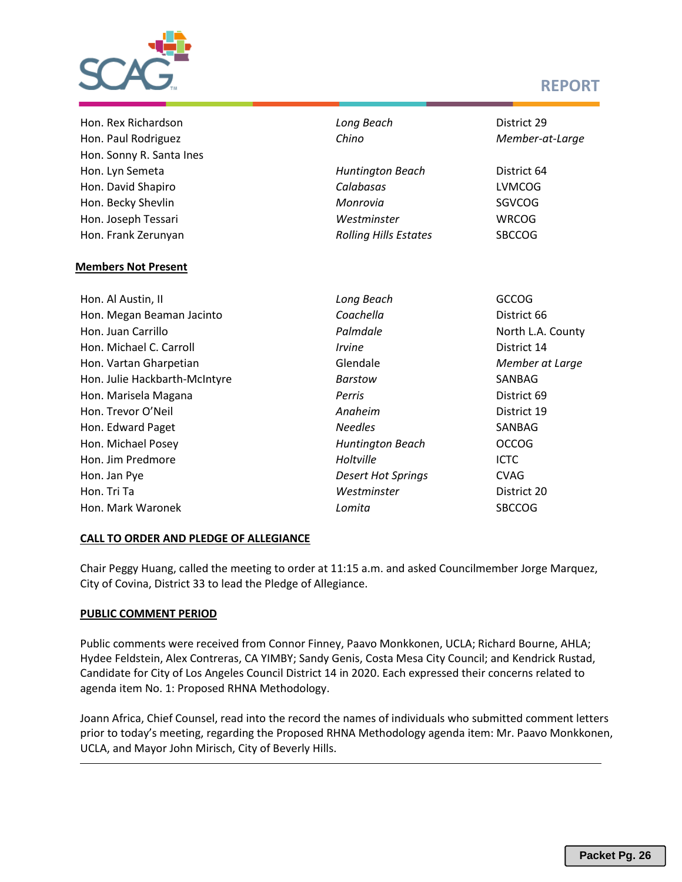| | | |
|---|---|---|
| Hon. Rex Richardson | *Long Beach* | District 29 |
| Hon. Paul Rodriguez | *Chino* | *Member-at-Large* |
| Hon. Sonny R. Santa Ines | | |
| Hon. Lyn Semeta | *Huntington Beach* | District 64 |
| Hon. David Shapiro | *Calabasas* | LVMCOG |
| Hon. Becky Shevlin | *Monrovia* | SGVCOG |
| Hon. Joseph Tessari | *Westminster* | WRCOG |
| Hon. Frank Zerunyan | *Rolling Hills Estates* | SBCCOG |

**Members Not Present**

| | | |
|---|---|---|
| Hon. Al Austin, II | *Long Beach* | GCCOG |
| Hon. Megan Beaman Jacinto | *Coachella* | District 66 |
| Hon. Juan Carrillo | *Palmdale* | North L.A. County |
| Hon. Michael C. Carroll | *Irvine* | District 14 |
| Hon. Vartan Gharpetian | Glendale | *Member at Large* |
| Hon. Julie Hackbarth-McIntyre | *Barstow* | SANBAG |
| Hon. Marisela Magana | *Perris* | District 69 |
| Hon. Trevor O'Neil | *Anaheim* | District 19 |
| Hon. Edward Paget | *Needles* | SANBAG |
| Hon. Michael Posey | *Huntington Beach* | OCCOG |
| Hon. Jim Predmore | *Holtville* | ICTC |
| Hon. Jan Pye | *Desert Hot Springs* | CVAG |
| Hon. Tri Ta | *Westminster* | District 20 |
| Hon. Mark Waronek | *Lomita* | SBCCOG |

**CALL TO ORDER AND PLEDGE OF ALLEGIANCE**

Chair Peggy Huang, called the meeting to order at 11:15 a.m. and asked Councilmember Jorge Marquez, City of Covina, District 33 to lead the Pledge of Allegiance.

**PUBLIC COMMENT PERIOD**

Public comments were received from Connor Finney, Paavo Monkkonen, UCLA; Richard Bourne, AHLA; Hydee Feldstein, Alex Contreras, CA YIMBY; Sandy Genis, Costa Mesa City Council; and Kendrick Rustad, Candidate for City of Los Angeles Council District 14 in 2020. Each expressed their concerns related to agenda item No. 1: Proposed RHNA Methodology.

Joann Africa, Chief Counsel, read into the record the names of individuals who submitted comment letters prior to today's meeting, regarding the Proposed RHNA Methodology agenda item: Mr. Paavo Monkkonen, UCLA, and Mayor John Mirisch, City of Beverly Hills.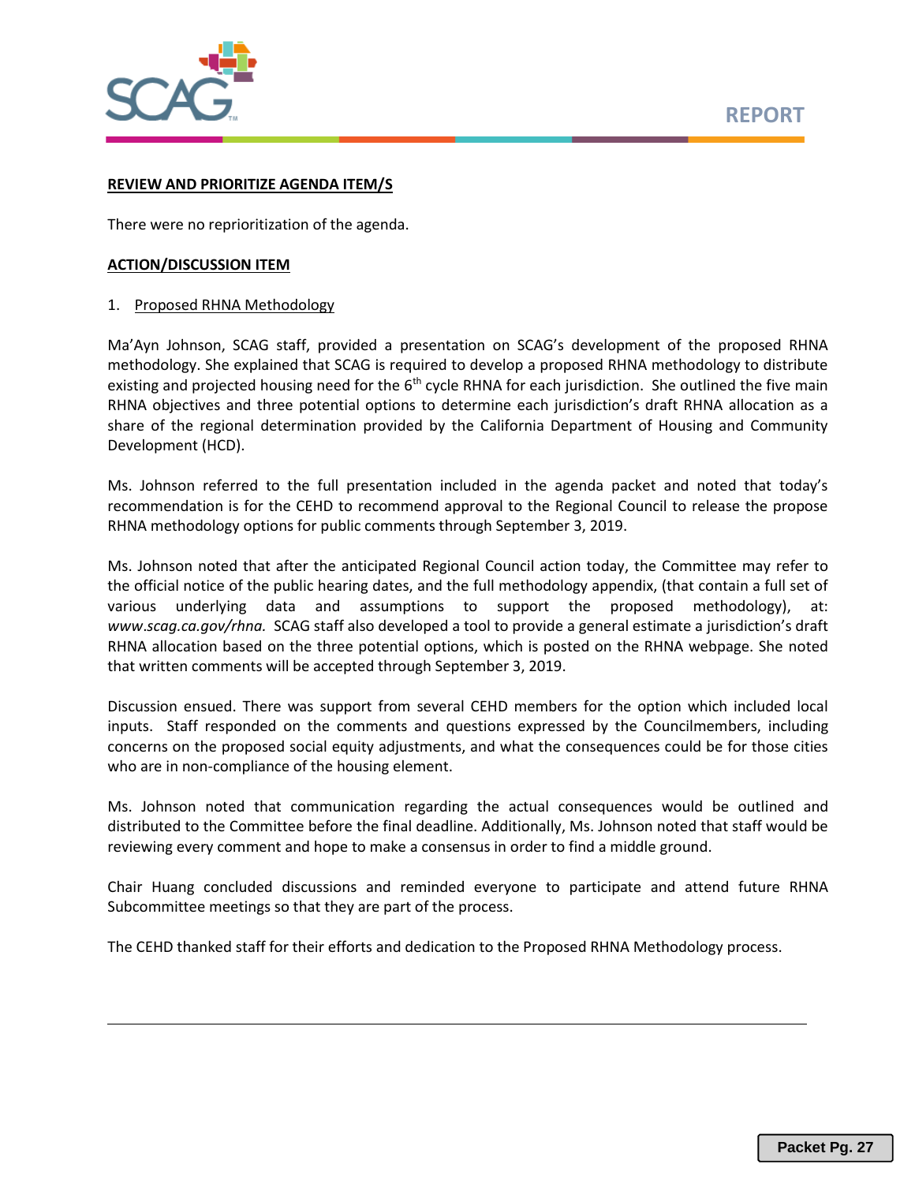**REVIEW AND PRIORITIZE AGENDA ITEM/S**

There were no reprioritization of the agenda.

**ACTION/DISCUSSION ITEM**

1. Proposed RHNA Methodology

Ma'Ayn Johnson, SCAG staff, provided a presentation on SCAG's development of the proposed RHNA methodology. She explained that SCAG is required to develop a proposed RHNA methodology to distribute existing and projected housing need for the 6th cycle RHNA for each jurisdiction. She outlined the five main RHNA objectives and three potential options to determine each jurisdiction's draft RHNA allocation as a share of the regional determination provided by the California Department of Housing and Community Development (HCD).

Ms. Johnson referred to the full presentation included in the agenda packet and noted that today's recommendation is for the CEHD to recommend approval to the Regional Council to release the propose RHNA methodology options for public comments through September 3, 2019.

Ms. Johnson noted that after the anticipated Regional Council action today, the Committee may refer to the official notice of the public hearing dates, and the full methodology appendix, (that contain a full set of various underlying data and assumptions to support the proposed methodology), at: *www.scag.ca.gov/rhna.* SCAG staff also developed a tool to provide a general estimate a jurisdiction's draft RHNA allocation based on the three potential options, which is posted on the RHNA webpage. She noted that written comments will be accepted through September 3, 2019.

Discussion ensued. There was support from several CEHD members for the option which included local inputs. Staff responded on the comments and questions expressed by the Councilmembers, including concerns on the proposed social equity adjustments, and what the consequences could be for those cities who are in non-compliance of the housing element.

Ms. Johnson noted that communication regarding the actual consequences would be outlined and distributed to the Committee before the final deadline. Additionally, Ms. Johnson noted that staff would be reviewing every comment and hope to make a consensus in order to find a middle ground.

Chair Huang concluded discussions and reminded everyone to participate and attend future RHNA Subcommittee meetings so that they are part of the process.

The CEHD thanked staff for their efforts and dedication to the Proposed RHNA Methodology process.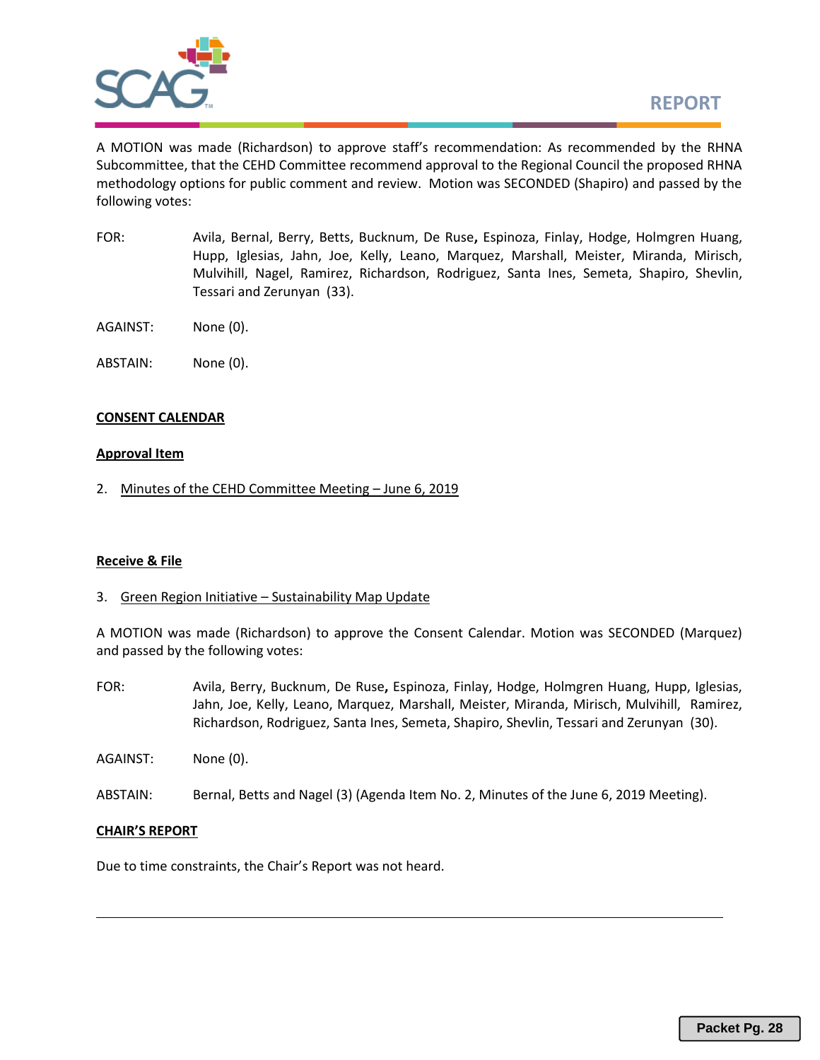A MOTION was made (Richardson) to approve staff's recommendation: As recommended by the RHNA Subcommittee, that the CEHD Committee recommend approval to the Regional Council the proposed RHNA methodology options for public comment and review. Motion was SECONDED (Shapiro) and passed by the following votes:

FOR: Avila, Bernal, Berry, Betts, Bucknum, De Ruse, Espinoza, Finlay, Hodge, Holmgren Huang, Hupp, Iglesias, Jahn, Joe, Kelly, Leano, Marquez, Marshall, Meister, Miranda, Mirisch, Mulvihill, Nagel, Ramirez, Richardson, Rodriguez, Santa Ines, Semeta, Shapiro, Shevlin, Tessari and Zerunyan (33).

AGAINST: None (0).

ABSTAIN: None (0).

**CONSENT CALENDAR**

**Approval Item**

2. Minutes of the CEHD Committee Meeting – June 6, 2019

**Receive & File**

3. Green Region Initiative – Sustainability Map Update

A MOTION was made (Richardson) to approve the Consent Calendar. Motion was SECONDED (Marquez) and passed by the following votes:

FOR: Avila, Berry, Bucknum, De Ruse, Espinoza, Finlay, Hodge, Holmgren Huang, Hupp, Iglesias, Jahn, Joe, Kelly, Leano, Marquez, Marshall, Meister, Miranda, Mirisch, Mulvihill, Ramirez, Richardson, Rodriguez, Santa Ines, Semeta, Shapiro, Shevlin, Tessari and Zerunyan (30).

AGAINST: None (0).

ABSTAIN: Bernal, Betts and Nagel (3) (Agenda Item No. 2, Minutes of the June 6, 2019 Meeting).

**CHAIR'S REPORT**

Due to time constraints, the Chair's Report was not heard.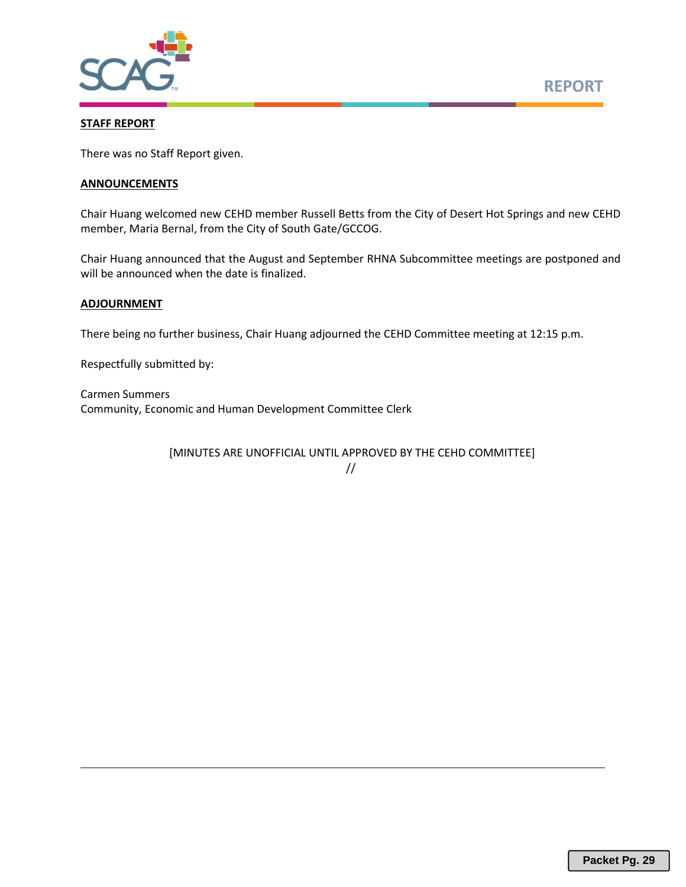**STAFF REPORT**

There was no Staff Report given.

**ANNOUNCEMENTS**

Chair Huang welcomed new CEHD member Russell Betts from the City of Desert Hot Springs and new CEHD member, Maria Bernal, from the City of South Gate/GCCOG.

Chair Huang announced that the August and September RHNA Subcommittee meetings are postponed and will be announced when the date is finalized.

**ADJOURNMENT**

There being no further business, Chair Huang adjourned the CEHD Committee meeting at 12:15 p.m.

Respectfully submitted by:

Carmen Summers
Community, Economic and Human Development Committee Clerk

[MINUTES ARE UNOFFICIAL UNTIL APPROVED BY THE CEHD COMMITTEE]
//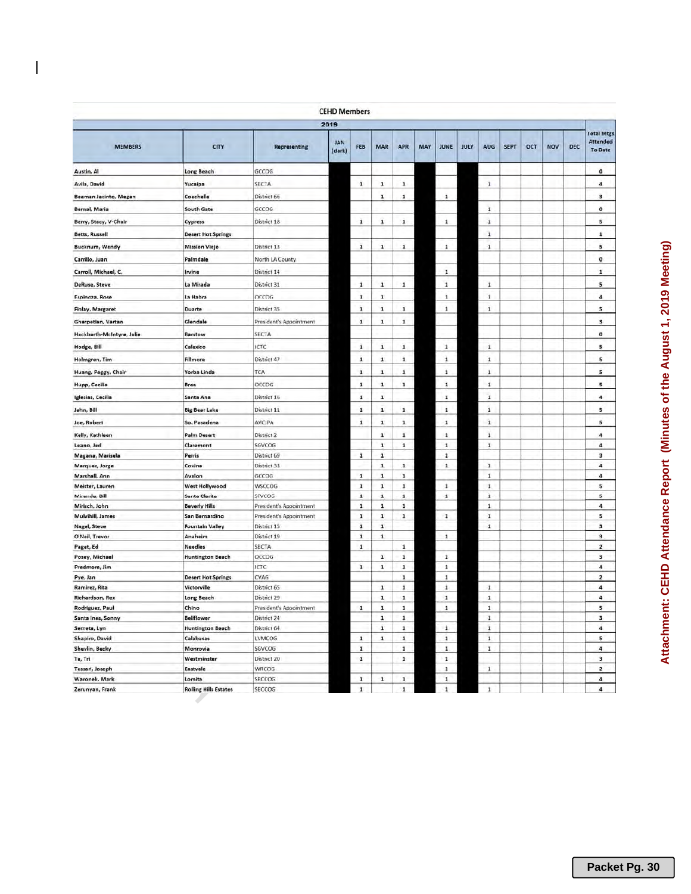CEHD Members

| MEMBERS | CITY | Representing | JAN (dark) | FEB | MAR | APR | MAY | JUNE | JULY | AUG | SEPT | OCT | NOV | DEC | Total Mtgs Attended To Date |
|---|---|---|---|---|---|---|---|---|---|---|---|---|---|---|---|
| 2019 | | | | | | | | | | | | | | | |
| Austin, Al | Long Beach | GCCOG | | | | | | | | | | | | | 0 |
| Avila, David | Yucaipa | SBCTA | | 1 | 1 | 1 | | | | 1 | | | | | 4 |
| Beaman Jacinto, Megan | Coachella | District 66 | | | 1 | 1 | | 1 | | | | | | | 3 |
| Bernal, Maria | South Gate | GCCOG | | | | | | | | 1 | | | | | 0 |
| Berry, Stacy, V-Chair | Cypress | District 18 | | 1 | 1 | 1 | | 1 | | 1 | | | | | 5 |
| Betts, Russell | Desert Hot Springs | | | | | | | | | 1 | | | | | 1 |
| Bucknum, Wendy | Mission Viejo | District 13 | | 1 | 1 | 1 | | 1 | | 1 | | | | | 5 |
| Carrillo, Juan | Palmdale | North LA County | | | | | | | | | | | | | 0 |
| Carroll, Michael, C. | Irvine | District 14 | | | | | | 1 | | | | | | | 1 |
| DeRuse, Steve | La Mirada | District 31 | | 1 | 1 | 1 | | 1 | | 1 | | | | | 5 |
| Espinoza, Rose | La Habra | OCCOG | | 1 | 1 | | | 1 | | 1 | | | | | 4 |
| Finlay, Margaret | Duarte | District 35 | | 1 | 1 | 1 | | 1 | | 1 | | | | | 5 |
| Gharpetian, Vartan | Glendale | President's Appointment | | 1 | 1 | 1 | | | | | | | | | 3 |
| Hackbarth-McIntyre, Julie | Barstow | SBCTA | | | | | | | | | | | | | 0 |
| Hodge, Bill | Calexico | ICTC | | 1 | 1 | 1 | | 1 | | 1 | | | | | 5 |
| Holmgren, Tim | Fillmore | District 47 | | 1 | 1 | 1 | | 1 | | 1 | | | | | 5 |
| Huang, Peggy, Chair | Yorba Linda | TCA | | 1 | 1 | 1 | | 1 | | 1 | | | | | 5 |
| Hupp, Cecilia | Brea | OCCOG | | 1 | 1 | 1 | | 1 | | 1 | | | | | 5 |
| Iglesias, Cecilia | Santa Ana | District 16 | | 1 | 1 | | | 1 | | 1 | | | | | 4 |
| Jahn, Bill | Big Bear Lake | District 11 | | 1 | 1 | 1 | | 1 | | 1 | | | | | 5 |
| Joe, Robert | So. Pasadena | AVCJPA | | 1 | 1 | 1 | | 1 | | 1 | | | | | 5 |
| Kelly, Kathleen | Palm Desert | District 2 | | | 1 | 1 | | 1 | | 1 | | | | | 4 |
| Leano, Jed | Claremont | SGVCOG | | | 1 | 1 | | 1 | | 1 | | | | | 4 |
| Magana, Marisela | Perris | District 69 | | 1 | 1 | | | 1 | | | | | | | 3 |
| Marquez, Jorge | Covina | District 33 | | | 1 | 1 | | 1 | | 1 | | | | | 4 |
| Marshall, Ann | Avalon | GCCOG | | 1 | 1 | 1 | | | | 1 | | | | | 4 |
| Meister, Lauren | West Hollywood | WSCCOG | | 1 | 1 | 1 | | 1 | | 1 | | | | | 5 |
| Miranda, Bill | Santa Clarita | SFVCOG | | 1 | 1 | 1 | | 1 | | 1 | | | | | 5 |
| Mirisch, John | Beverly Hills | President's Appointment | | 1 | 1 | 1 | | | | 1 | | | | | 4 |
| Mulvihill, James | San Bernardino | President's Appointment | | 1 | 1 | 1 | | 1 | | 1 | | | | | 5 |
| Nagel, Steve | Fountain Valley | District 15 | | 1 | 1 | | | | | 1 | | | | | 3 |
| O'Neil, Trevor | Anaheim | District 19 | | 1 | 1 | | | 1 | | | | | | | 3 |
| Paget, Ed | Needles | SBCTA | | 1 | | 1 | | | | | | | | | 2 |
| Posey, Michael | Huntington Beach | OCCOG | | | 1 | 1 | | 1 | | | | | | | 3 |
| Predmore, Jim | | ICTC | | 1 | 1 | 1 | | 1 | | | | | | | 4 |
| Pye, Jan | Desert Hot Springs | CVAG | | | | 1 | | 1 | | | | | | | 2 |
| Ramirez, Rita | Victorville | District 65 | | | 1 | 1 | | 1 | | 1 | | | | | 4 |
| Richardson, Rex | Long Beach | District 29 | | | 1 | 1 | | 1 | | 1 | | | | | 4 |
| Rodriguez, Paul | Chino | President's Appointment | | 1 | 1 | 1 | | 1 | | 1 | | | | | 5 |
| Santa Ines, Sonny | Bellflower | District 24 | | | 1 | 1 | | | | 1 | | | | | 3 |
| Semeta, Lyn | Huntington Beach | District 64 | | | 1 | 1 | | 1 | | 1 | | | | | 4 |
| Shapiro, David | Calabasas | LVMCOG | | 1 | 1 | 1 | | 1 | | 1 | | | | | 5 |
| Shevlin, Becky | Monrovia | SGVCOG | | 1 | | 1 | | 1 | | 1 | | | | | 4 |
| Ta, Tri | Westminster | District 20 | | 1 | | 1 | | 1 | | | | | | | 3 |
| Tessari, Joseph | Eastvale | WRCOG | | | | | | 1 | | 1 | | | | | 2 |
| Waronek, Mark | Lomita | SBCCOG | | 1 | 1 | 1 | | 1 | | | | | | | 4 |
| Zerunyan, Frank | Rolling Hills Estates | SBCCOG | | 1 | | 1 | | 1 | | 1 | | | | | 4 |

Attachment: CEHD Attendance Report (Minutes of the August 1, 2019 Meeting)